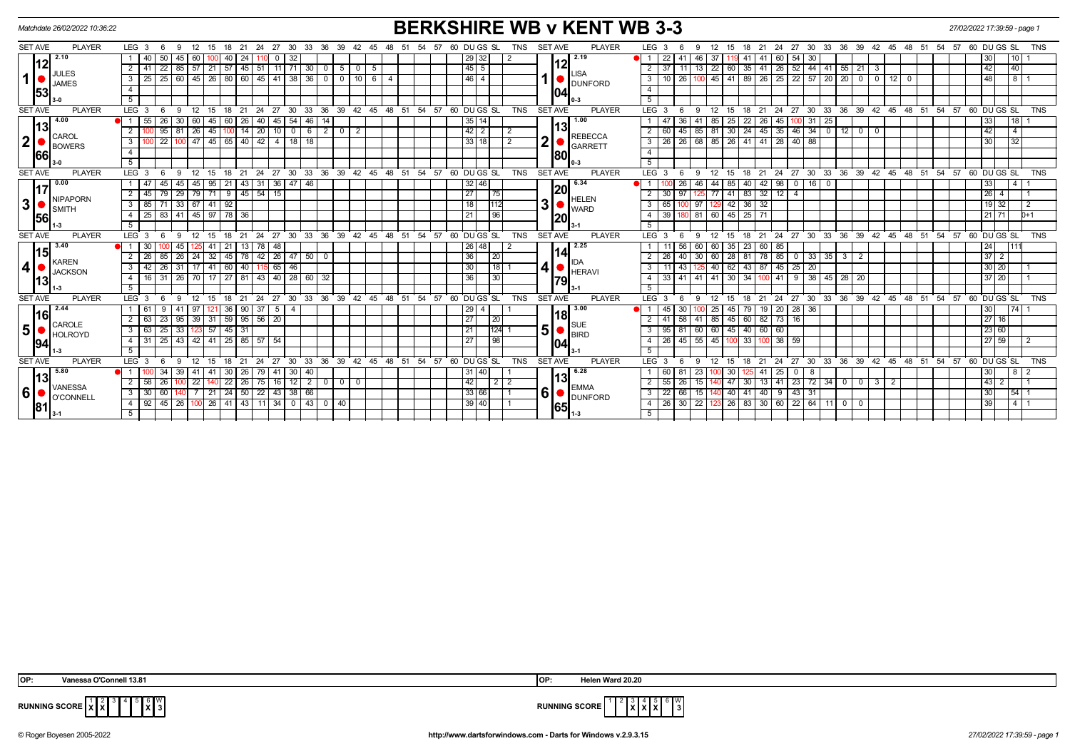Matchdate 26/02/2022 10:36:22

# BERKSHIRE WB v KENT WB 3-3

27/02/2022 17:39:59 - page 1

| SET AVE | PLAYER | LEG | 3 | 6 | 9 | 12 | 15 | 18 | 21 | 24 | 27 | 30 | 33 | 36 | 39 | 42 | 45 | DU | GS | SL | TNS | SET AVE | PLAYER | LEG | 3 | 6 | 9 | 12 | 15 | 18 | 21 | 24 | 27 | 30 | 33 | 36 | 39 | 42 | 45 | DU | GS | SL | TNS |
|---|---|---|---|---|---|---|---|---|---|---|---|---|---|---|---|---|---|---|---|---|---|---|---|---|---|---|---|---|---|---|---|---|---|---|---|---|---|---|---|---|---|---|---|
| 1 / 12.53 (2.10) | JULES JAMES 3-0 | 1 | 40 | 50 | 45 | 60 | 100 | 40 | 24 | 110 | 0 | 32 | | | | | | 29 | 32 | | 2 | 1 / 12.04 (2.19) | LISA DUNFORD 0-3 | 1 | 22 | 41 | 46 | 37 | 119 | 41 | 41 | 60 | 54 | 30 | | | | | | 30 | | 10 | 1 |
| | | 2 | 41 | 22 | 85 | 57 | 21 | 57 | 45 | 51 | 11 | 71 | 30 | 0 | 5 | 0 | 5 | 45 | 5 | | | | | 2 | 37 | 11 | 13 | 22 | 60 | 35 | 41 | 26 | 52 | 44 | 41 | 55 | 21 | 3 | | 42 | | 40 | |
| | | 3 | 25 | 25 | 60 | 45 | 26 | 80 | 60 | 45 | 41 | 38 | 36 | 0 | 0 | 10 | 6 4 | 46 | 4 | | | | | 3 | 10 | 26 | 100 | 45 | 41 | 89 | 26 | 25 | 22 | 57 | 20 | 20 | 0 | 0 | 12 0 | 48 | | 8 | 1 |
| 2 / 13.66 (4.00) | CAROL BOWERS 3-0 | 1 | 55 | 26 | 30 | 60 | 45 | 60 | 26 | 40 | 45 | 54 | 46 | 14 | | | | 35 | 14 | | | 2 / 13.80 (1.00) | REBECCA GARRETT 0-3 | 1 | 47 | 36 | 41 | 85 | 25 | 22 | 26 | 45 | 100 | 31 | 25 | | | | | 33 | | 18 | 1 |
| | | 2 | 100 | 95 | 81 | 26 | 45 | 100 | 14 | 20 | 10 | 0 | 6 | 2 | 0 | 2 | | 42 | 2 | | 2 | | | 2 | 60 | 45 | 85 | 81 | 30 | 24 | 45 | 35 | 46 | 34 | 0 | 12 | 0 | 0 | | 42 | | 4 | |
| | | 3 | 100 | 22 | 100 | 47 | 45 | 65 | 40 | 42 | 4 | 18 | 18 | | | | | 33 | 18 | | 2 | | | 3 | 26 | 26 | 68 | 85 | 26 | 41 | 41 | 28 | 40 | 88 | | | | | | 30 | | 32 | |
| 3 / 17.56 (0.00) | NIPAPORN SMITH 1-3 | 1 | 47 | 45 | 45 | 45 | 95 | 21 | 43 | 31 | 36 | 47 | 46 | | | | | 32 | 46 | | | 3 / 20.20 (6.34) | HELEN WARD 3-1 | 1 | 100 | 26 | 46 | 44 | 85 | 40 | 42 | 98 | 0 | 16 | 0 | | | | | 33 | | 4 | 1 |
| | | 2 | 45 | 79 | 29 | 79 | 71 | 9 | 45 | 54 | 15 | | | | | | | 27 | | 75 | | | | 2 | 30 | 97 | 125 | 77 | 41 | 83 | 32 | 12 | 4 | | | | | | | 26 | 4 | | 1 |
| | | 3 | 85 | 71 | 33 | 67 | 41 | 92 | | | | | | | | | | 18 | | 112 | | | | 3 | 65 | 100 | 97 | 129 | 42 | 36 | 32 | | | | | | | | | 19 | 32 | | 2 |
| | | 4 | 25 | 83 | 41 | 45 | 97 | 78 | 36 | | | | | | | | | 21 | | 96 | | | | 4 | 39 | 180 | 81 | 60 | 45 | 25 | 71 | | | | | | | | | 21 | 71 | | 0+1 |
| 4 / 15.13 (3.40) | KAREN JACKSON 1-3 | 1 | 30 | 100 | 45 | 125 | 41 | 21 | 13 | 78 | 48 | | | | | | | 26 | 48 | | 2 | 4 / 14.79 (2.25) | IDA HERAVI 3-1 | 1 | 11 | 56 | 60 | 60 | 35 | 23 | 60 | 85 | | | | | | | | 24 | | 111 | |
| | | 2 | 26 | 85 | 26 | 24 | 32 | 45 | 78 | 42 | 26 | 47 | 50 | 0 | | | | 36 | | 20 | | | | 2 | 26 | 40 | 30 | 60 | 28 | 81 | 78 | 85 | 0 | 33 | 35 | 3 | 2 | | | 37 | 2 | | |
| | | 3 | 42 | 26 | 31 | 17 | 41 | 60 | 40 | 115 | 65 | 46 | | | | | | 30 | | 18 | 1 | | | 3 | 11 | 43 | 125 | 40 | 62 | 43 | 87 | 45 | 25 | 20 | | | | | | 30 | 20 | | 1 |
| | | 4 | 16 | 31 | 26 | 70 | 17 | 27 | 81 | 43 | 40 | 28 | 60 | 32 | | | | 36 | | 30 | | | | 4 | 33 | 41 | 41 | 41 | 30 | 34 | 100 | 41 | 9 | 38 | 45 | 28 | 20 | | | 37 | 20 | | 1 |
| 5 / 16.94 (2.44) | CAROLE HOLROYD 1-3 | 1 | 61 | 9 | 41 | 97 | 121 | 36 | 90 | 37 | 5 | 4 | | | | | | 29 | 4 | | 1 | 5 / 18.04 (3.00) | SUE BIRD 3-1 | 1 | 45 | 30 | 100 | 25 | 45 | 79 | 19 | 20 | 28 | 36 | | | | | | 30 | | 74 | 1 |
| | | 2 | 63 | 23 | 95 | 39 | 31 | 59 | 95 | 56 | 20 | | | | | | | 27 | | 20 | | | | 2 | 41 | 58 | 41 | 85 | 45 | 60 | 82 | 73 | 16 | | | | | | | 27 | 16 | | |
| | | 3 | 63 | 25 | 33 | 123 | 57 | 45 | 31 | | | | | | | | | 21 | | 124 | 1 | | | 3 | 95 | 81 | 60 | 60 | 45 | 40 | 60 | 60 | | | | | | | | 23 | 60 | | |
| | | 4 | 31 | 25 | 43 | 42 | 41 | 25 | 85 | 57 | 54 | | | | | | | 27 | | 98 | | | | 4 | 26 | 45 | 55 | 45 | 100 | 33 | 100 | 38 | 59 | | | | | | | 27 | 59 | | 2 |
| 6 / 13.81 (5.80) | VANESSA O'CONNELL 3-1 | 1 | 100 | 34 | 39 | 41 | 41 | 30 | 26 | 79 | 41 | 30 | 40 | | | | | 31 | 40 | | 1 | 6 / 13.65 (6.28) | EMMA DUNFORD 1-3 | 1 | 60 | 81 | 23 | 100 | 30 | 125 | 41 | 25 | 0 | 8 | | | | | | 30 | | 8 | 2 |
| | | 2 | 58 | 26 | 100 | 22 | 140 | 22 | 26 | 75 | 16 | 12 | 2 | 0 | 0 | 0 | | 42 | | 2 | 2 | | | 2 | 55 | 26 | 15 | 140 | 47 | 30 | 13 | 41 | 23 | 72 | 34 | 0 | 0 | 3 | 2 | 43 | 2 | | 1 |
| | | 3 | 30 | 60 | 140 | 7 | 21 | 24 | 50 | 22 | 43 | 38 | 66 | | | | | 33 | 66 | | 1 | | | 3 | 22 | 66 | 15 | 140 | 40 | 41 | 40 | 9 | 43 | 31 | | | | | | 30 | | 54 | 1 |
| | | 4 | 92 | 45 | 26 | 100 | 26 | 41 | 43 | 11 | 34 | 0 | 43 | 0 | 40 | | | 39 | 40 | | 1 | | | 4 | 26 | 30 | 22 | 123 | 26 | 83 | 30 | 60 | 22 | 64 | 11 | 0 | 0 | | | 39 | | 4 | 1 |

OP: Vanessa O'Connell 13.81 | OP: Helen Ward 20.20

RUNNING SCORE (Berkshire): 1 X, 2 X, 3 -, 4 -, 5 -, 6 X — W 3

RUNNING SCORE (Kent): 1 -, 2 -, 3 X, 4 X, 5 X, 6 - — W 3

© Roger Boyesen 2005-2022 — http://www.dartsforwindows.com - Darts for Windows v.2.9.3.15 — 27/02/2022 17:39:59 - page 1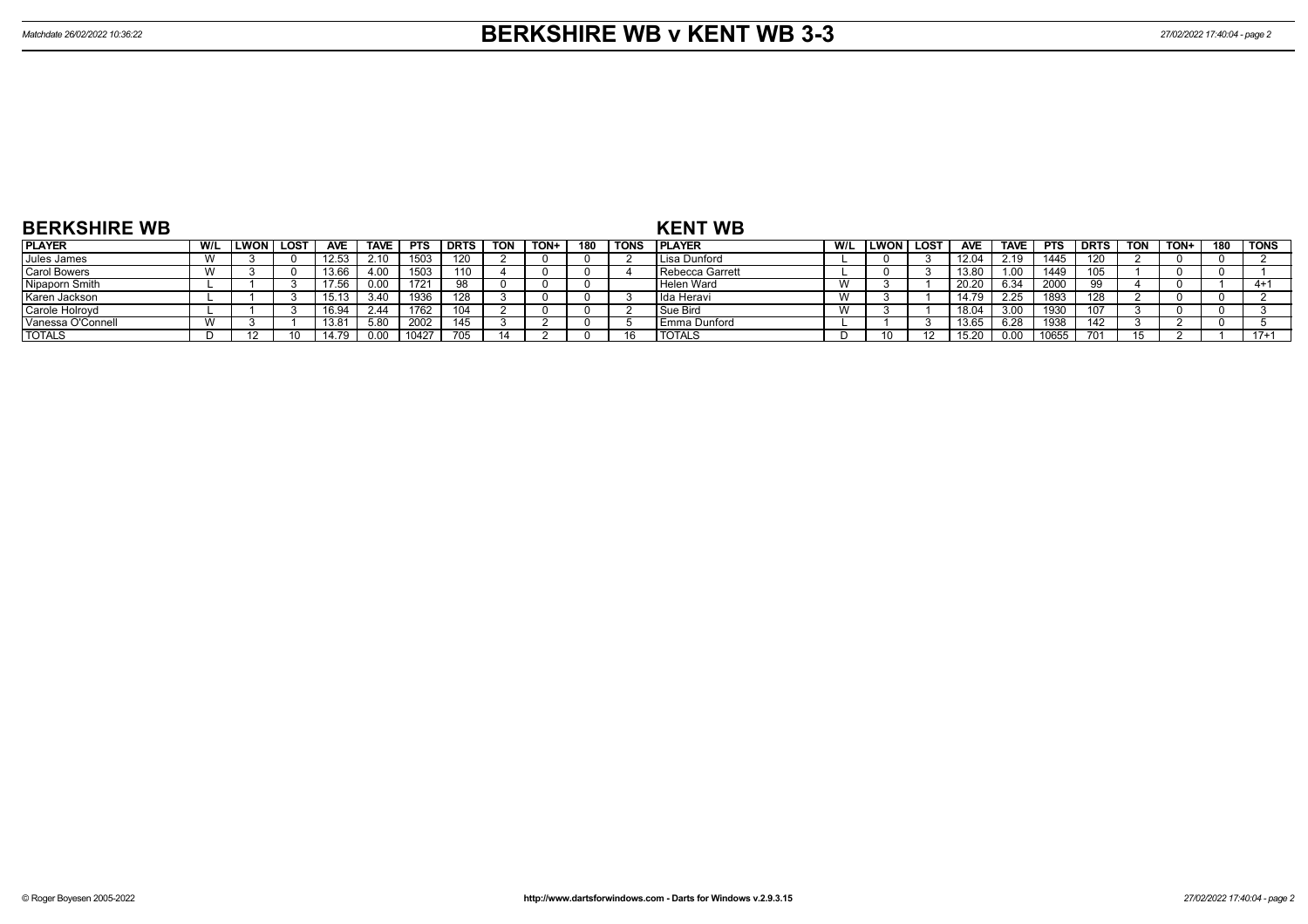# BERKSHIRE WB v KENT WB 3-3

Matchdate 26/02/2022 10:36:22

## BERKSHIRE WB

| PLAYER | W/L | LWON | LOST | AVE | TAVE | PTS | DRTS | TON | TON+ | 180 | TONS |
|---|---|---|---|---|---|---|---|---|---|---|---|
| Jules James | W | 3 | 0 | 12.53 | 2.10 | 1503 | 120 | 2 | 0 | 0 | 2 |
| Carol Bowers | W | 3 | 0 | 13.66 | 4.00 | 1503 | 110 | 4 | 0 | 0 | 4 |
| Nipaporn Smith | L | 1 | 3 | 17.56 | 0.00 | 1721 | 98 | 0 | 0 | 0 | |
| Karen Jackson | L | 1 | 3 | 15.13 | 3.40 | 1936 | 128 | 3 | 0 | 0 | 3 |
| Carole Holroyd | L | 1 | 3 | 16.94 | 2.44 | 1762 | 104 | 2 | 0 | 0 | 2 |
| Vanessa O'Connell | W | 3 | 1 | 13.81 | 5.80 | 2002 | 145 | 3 | 2 | 0 | 5 |
| TOTALS | D | 12 | 10 | 14.79 | 0.00 | 10427 | 705 | 14 | 2 | 0 | 16 |

## KENT WB

| PLAYER | W/L | LWON | LOST | AVE | TAVE | PTS | DRTS | TON | TON+ | 180 | TONS |
|---|---|---|---|---|---|---|---|---|---|---|---|
| Lisa Dunford | L | 0 | 3 | 12.04 | 2.19 | 1445 | 120 | 2 | 0 | 0 | 2 |
| Rebecca Garrett | L | 0 | 3 | 13.80 | 1.00 | 1449 | 105 | 1 | 0 | 0 | 1 |
| Helen Ward | W | 3 | 1 | 20.20 | 6.34 | 2000 | 99 | 4 | 0 | 1 | 4+1 |
| Ida Heravi | W | 3 | 1 | 14.79 | 2.25 | 1893 | 128 | 2 | 0 | 0 | 2 |
| Sue Bird | W | 3 | 1 | 18.04 | 3.00 | 1930 | 107 | 3 | 0 | 0 | 3 |
| Emma Dunford | L | 1 | 3 | 13.65 | 6.28 | 1938 | 142 | 3 | 2 | 0 | 5 |
| TOTALS | D | 10 | 12 | 15.20 | 0.00 | 10655 | 701 | 15 | 2 | 1 | 17+1 |